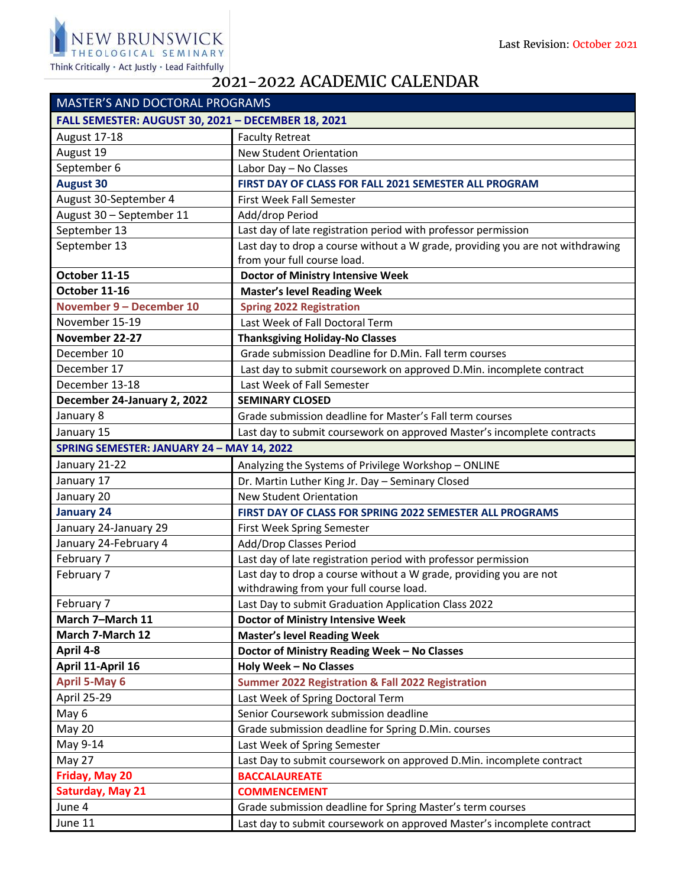NEW BRUNSWICK THEOLOGICAL SEMINARY

Think Critically • Act Justly • Lead Faithfully

Last Revision: October 2021

# 2021-2022 ACADEMIC CALENDAR

| MASTER'S AND DOCTORAL PROGRAMS | |
|---|---|
| **FALL SEMESTER: AUGUST 30, 2021 – DECEMBER 18, 2021** | |
| August 17-18 | Faculty Retreat |
| August 19 | New Student Orientation |
| September 6 | Labor Day – No Classes |
| **August 30** | **FIRST DAY OF CLASS FOR FALL 2021 SEMESTER ALL PROGRAM** |
| August 30-September 4 | First Week Fall Semester |
| August 30 – September 11 | Add/drop Period |
| September 13 | Last day of late registration period with professor permission |
| September 13 | Last day to drop a course without a W grade, providing you are not withdrawing from your full course load. |
| **October 11-15** | **Doctor of Ministry Intensive Week** |
| **October 11-16** | **Master's level Reading Week** |
| **November 9 – December 10** | **Spring 2022 Registration** |
| November 15-19 | Last Week of Fall Doctoral Term |
| **November 22-27** | **Thanksgiving Holiday-No Classes** |
| December 10 | Grade submission Deadline for D.Min. Fall term courses |
| December 17 | Last day to submit coursework on approved D.Min. incomplete contract |
| December 13-18 | Last Week of Fall Semester |
| **December 24-January 2, 2022** | **SEMINARY CLOSED** |
| January 8 | Grade submission deadline for Master's Fall term courses |
| January 15 | Last day to submit coursework on approved Master's incomplete contracts |
| **SPRING SEMESTER: JANUARY 24 – MAY 14, 2022** | |
| January 21-22 | Analyzing the Systems of Privilege Workshop – ONLINE |
| January 17 | Dr. Martin Luther King Jr. Day – Seminary Closed |
| January 20 | New Student Orientation |
| **January 24** | **FIRST DAY OF CLASS FOR SPRING 2022 SEMESTER ALL PROGRAMS** |
| January 24-January 29 | First Week Spring Semester |
| January 24-February 4 | Add/Drop Classes Period |
| February 7 | Last day of late registration period with professor permission |
| February 7 | Last day to drop a course without a W grade, providing you are not withdrawing from your full course load. |
| February 7 | Last Day to submit Graduation Application Class 2022 |
| **March 7–March 11** | **Doctor of Ministry Intensive Week** |
| **March 7-March 12** | **Master's level Reading Week** |
| **April 4-8** | **Doctor of Ministry Reading Week – No Classes** |
| **April 11-April 16** | **Holy Week – No Classes** |
| **April 5-May 6** | **Summer 2022 Registration & Fall 2022 Registration** |
| April 25-29 | Last Week of Spring Doctoral Term |
| May 6 | Senior Coursework submission deadline |
| May 20 | Grade submission deadline for Spring D.Min. courses |
| May 9-14 | Last Week of Spring Semester |
| May 27 | Last Day to submit coursework on approved D.Min. incomplete contract |
| **Friday, May 20** | **BACCALAUREATE** |
| **Saturday, May 21** | **COMMENCEMENT** |
| June 4 | Grade submission deadline for Spring Master's term courses |
| June 11 | Last day to submit coursework on approved Master's incomplete contract |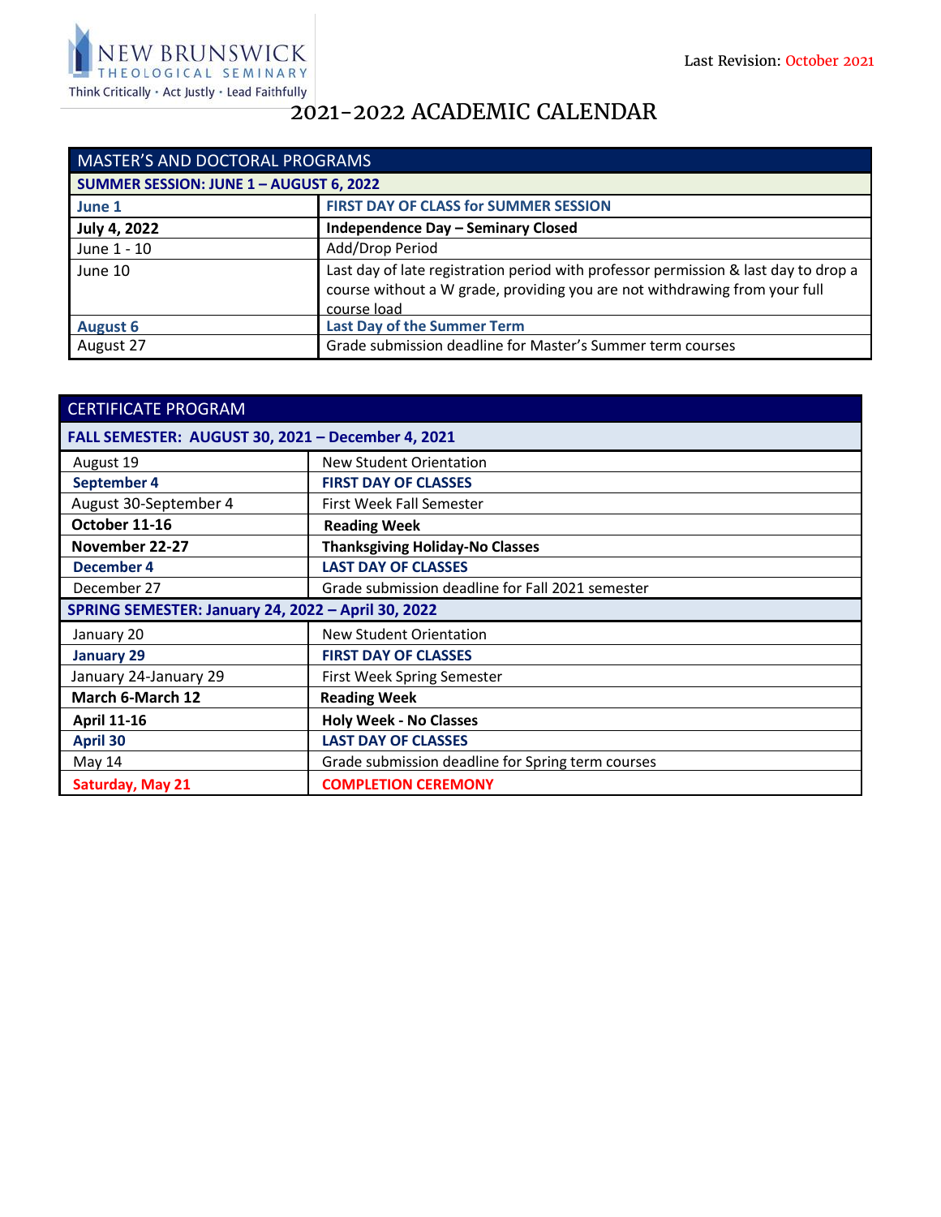NEW BRUNSWICK THEOLOGICAL SEMINARY
Think Critically • Act Justly • Lead Faithfully

Last Revision: October 2021

# 2021-2022 ACADEMIC CALENDAR

| MASTER'S AND DOCTORAL PROGRAMS | |
|---|---|
| **SUMMER SESSION: JUNE 1 – AUGUST 6, 2022** | |
| **June 1** | **FIRST DAY OF CLASS for SUMMER SESSION** |
| **July 4, 2022** | **Independence Day – Seminary Closed** |
| June 1 - 10 | Add/Drop Period |
| June 10 | Last day of late registration period with professor permission & last day to drop a course without a W grade, providing you are not withdrawing from your full course load |
| **August 6** | **Last Day of the Summer Term** |
| August 27 | Grade submission deadline for Master's Summer term courses |

| CERTIFICATE PROGRAM | |
|---|---|
| **FALL SEMESTER: AUGUST 30, 2021 – December 4, 2021** | |
| August 19 | New Student Orientation |
| **September 4** | **FIRST DAY OF CLASSES** |
| August 30-September 4 | First Week Fall Semester |
| **October 11-16** | **Reading Week** |
| **November 22-27** | **Thanksgiving Holiday-No Classes** |
| **December 4** | **LAST DAY OF CLASSES** |
| December 27 | Grade submission deadline for Fall 2021 semester |
| **SPRING SEMESTER: January 24, 2022 – April 30, 2022** | |
| January 20 | New Student Orientation |
| **January 29** | **FIRST DAY OF CLASSES** |
| January 24-January 29 | First Week Spring Semester |
| **March 6-March 12** | **Reading Week** |
| **April 11-16** | **Holy Week - No Classes** |
| **April 30** | **LAST DAY OF CLASSES** |
| May 14 | Grade submission deadline for Spring term courses |
| **Saturday, May 21** | **COMPLETION CEREMONY** |